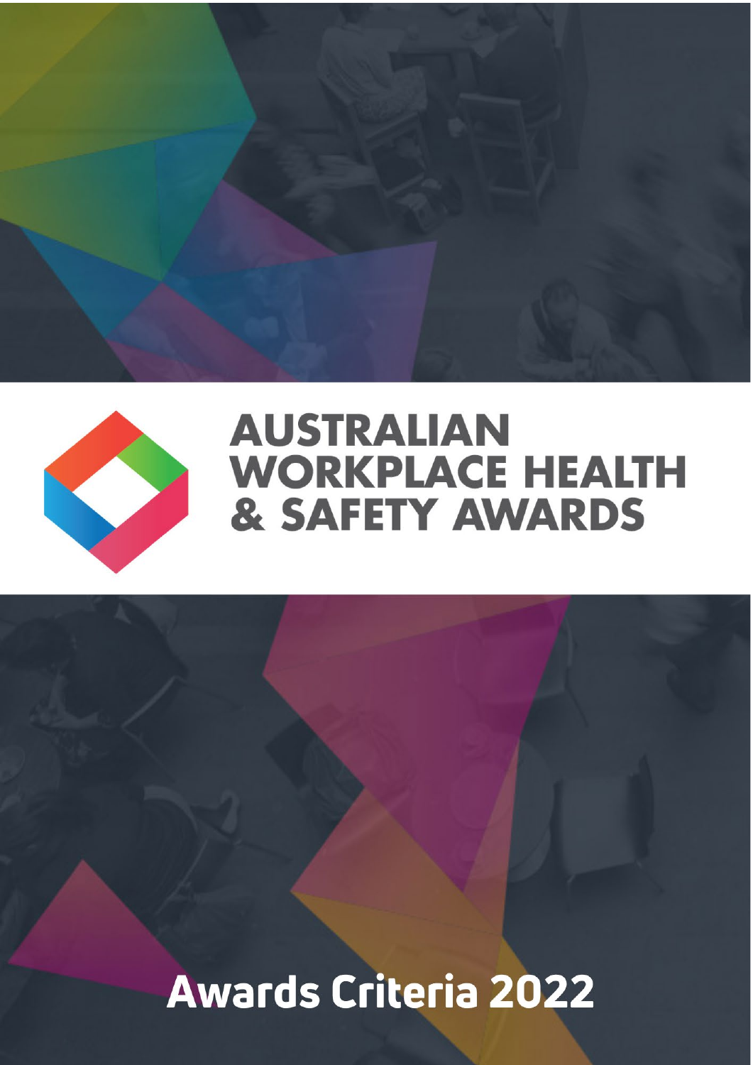# AUSTRALIAN WORKPLACE HEALTH & SAFETY AWARDS

## Awards Criteria 2022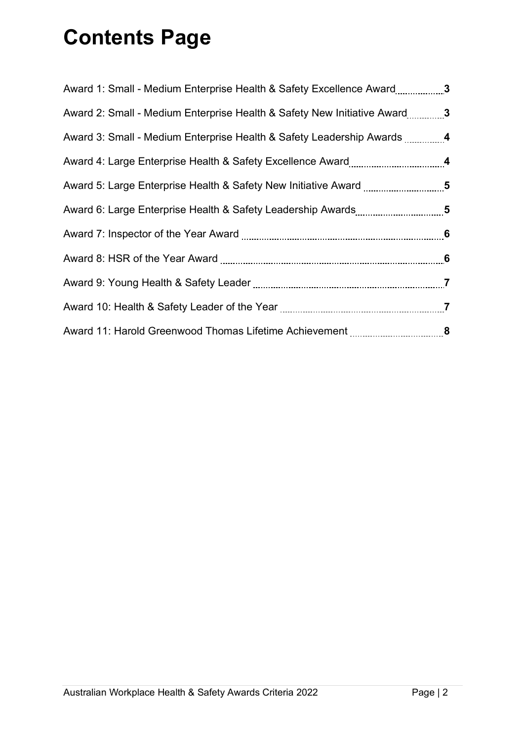# Contents Page

| Award | Page |
|---|---|
| Award 1: Small - Medium Enterprise Health & Safety Excellence Award | 3 |
| Award 2: Small - Medium Enterprise Health & Safety New Initiative Award | 3 |
| Award 3: Small - Medium Enterprise Health & Safety Leadership Awards | 4 |
| Award 4: Large Enterprise Health & Safety Excellence Award | 4 |
| Award 5: Large Enterprise Health & Safety New Initiative Award | 5 |
| Award 6: Large Enterprise Health & Safety Leadership Awards | 5 |
| Award 7: Inspector of the Year Award | 6 |
| Award 8: HSR of the Year Award | 6 |
| Award 9: Young Health & Safety Leader | 7 |
| Award 10: Health & Safety Leader of the Year | 7 |
| Award 11: Harold Greenwood Thomas Lifetime Achievement | 8 |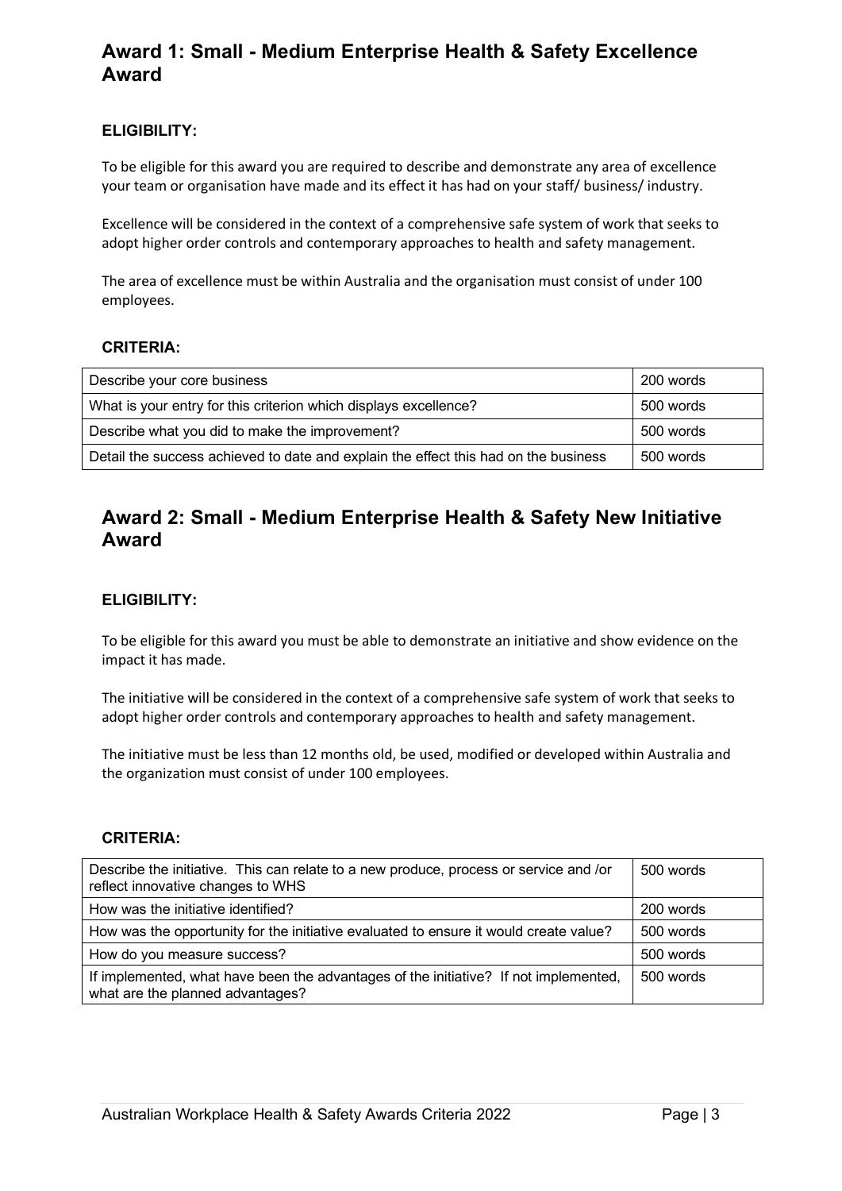## Award 1: Small - Medium Enterprise Health & Safety Excellence Award

### ELIGIBILITY:

To be eligible for this award you are required to describe and demonstrate any area of excellence your team or organisation have made and its effect it has had on your staff/ business/ industry.

Excellence will be considered in the context of a comprehensive safe system of work that seeks to adopt higher order controls and contemporary approaches to health and safety management.

The area of excellence must be within Australia and the organisation must consist of under 100 employees.

### CRITERIA:

| | |
|---|---|
| Describe your core business | 200 words |
| What is your entry for this criterion which displays excellence? | 500 words |
| Describe what you did to make the improvement? | 500 words |
| Detail the success achieved to date and explain the effect this had on the business | 500 words |

## Award 2: Small - Medium Enterprise Health & Safety New Initiative Award

### ELIGIBILITY:

To be eligible for this award you must be able to demonstrate an initiative and show evidence on the impact it has made.

The initiative will be considered in the context of a comprehensive safe system of work that seeks to adopt higher order controls and contemporary approaches to health and safety management.

The initiative must be less than 12 months old, be used, modified or developed within Australia and the organization must consist of under 100 employees.

### CRITERIA:

| | |
|---|---|
| Describe the initiative. This can relate to a new produce, process or service and /or reflect innovative changes to WHS | 500 words |
| How was the initiative identified? | 200 words |
| How was the opportunity for the initiative evaluated to ensure it would create value? | 500 words |
| How do you measure success? | 500 words |
| If implemented, what have been the advantages of the initiative? If not implemented, what are the planned advantages? | 500 words |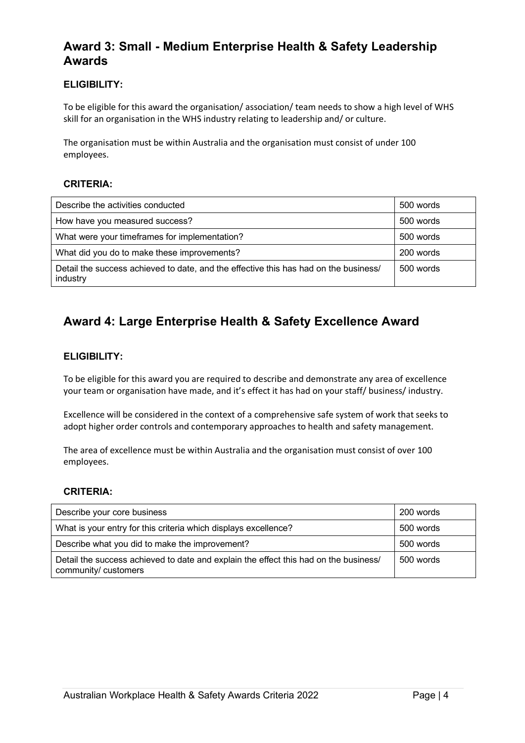## Award 3: Small - Medium Enterprise Health & Safety Leadership Awards

### ELIGIBILITY:

To be eligible for this award the organisation/ association/ team needs to show a high level of WHS skill for an organisation in the WHS industry relating to leadership and/ or culture.

The organisation must be within Australia and the organisation must consist of under 100 employees.

### CRITERIA:

| | |
|---|---|
| Describe the activities conducted | 500 words |
| How have you measured success? | 500 words |
| What were your timeframes for implementation? | 500 words |
| What did you do to make these improvements? | 200 words |
| Detail the success achieved to date, and the effective this has had on the business/ industry | 500 words |

## Award 4: Large Enterprise Health & Safety Excellence Award

### ELIGIBILITY:

To be eligible for this award you are required to describe and demonstrate any area of excellence your team or organisation have made, and it's effect it has had on your staff/ business/ industry.

Excellence will be considered in the context of a comprehensive safe system of work that seeks to adopt higher order controls and contemporary approaches to health and safety management.

The area of excellence must be within Australia and the organisation must consist of over 100 employees.

### CRITERIA:

| | |
|---|---|
| Describe your core business | 200 words |
| What is your entry for this criteria which displays excellence? | 500 words |
| Describe what you did to make the improvement? | 500 words |
| Detail the success achieved to date and explain the effect this had on the business/ community/ customers | 500 words |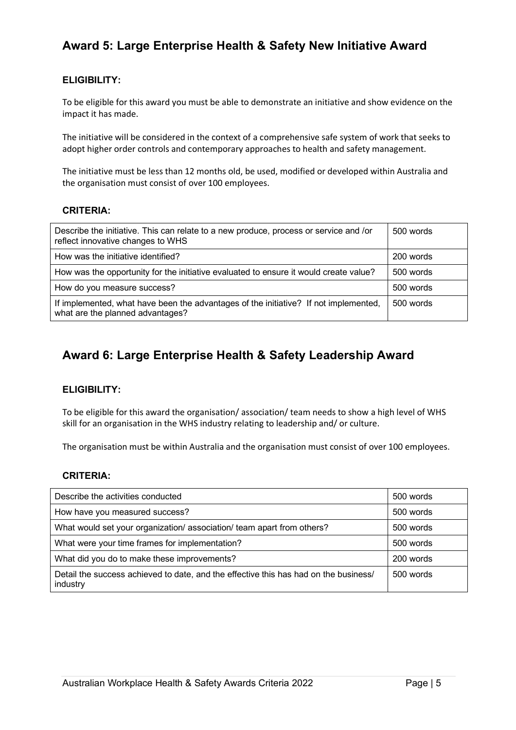## Award 5: Large Enterprise Health & Safety New Initiative Award

### ELIGIBILITY:

To be eligible for this award you must be able to demonstrate an initiative and show evidence on the impact it has made.

The initiative will be considered in the context of a comprehensive safe system of work that seeks to adopt higher order controls and contemporary approaches to health and safety management.

The initiative must be less than 12 months old, be used, modified or developed within Australia and the organisation must consist of over 100 employees.

### CRITERIA:

| | |
|---|---|
| Describe the initiative. This can relate to a new produce, process or service and /or reflect innovative changes to WHS | 500 words |
| How was the initiative identified? | 200 words |
| How was the opportunity for the initiative evaluated to ensure it would create value? | 500 words |
| How do you measure success? | 500 words |
| If implemented, what have been the advantages of the initiative? If not implemented, what are the planned advantages? | 500 words |

## Award 6: Large Enterprise Health & Safety Leadership Award

### ELIGIBILITY:

To be eligible for this award the organisation/ association/ team needs to show a high level of WHS skill for an organisation in the WHS industry relating to leadership and/ or culture.

The organisation must be within Australia and the organisation must consist of over 100 employees.

### CRITERIA:

| | |
|---|---|
| Describe the activities conducted | 500 words |
| How have you measured success? | 500 words |
| What would set your organization/ association/ team apart from others? | 500 words |
| What were your time frames for implementation? | 500 words |
| What did you do to make these improvements? | 200 words |
| Detail the success achieved to date, and the effective this has had on the business/ industry | 500 words |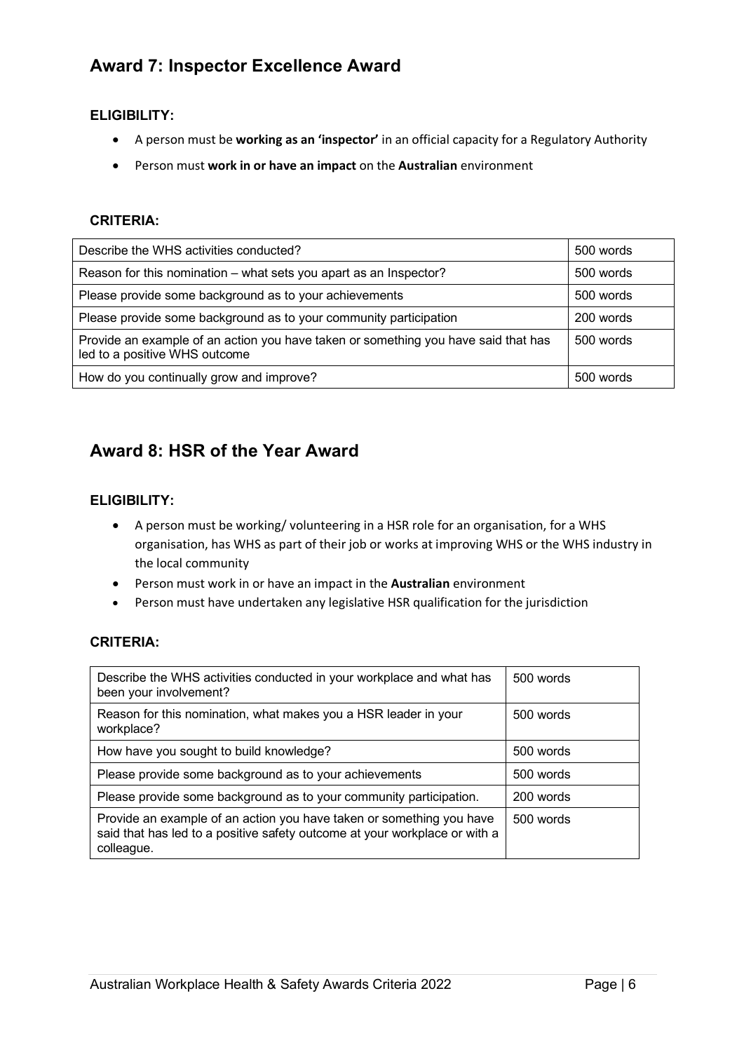## Award 7: Inspector Excellence Award

### ELIGIBILITY:

- A person must be **working as an 'inspector'** in an official capacity for a Regulatory Authority
- Person must **work in or have an impact** on the **Australian** environment

### CRITERIA:

| | |
|---|---|
| Describe the WHS activities conducted? | 500 words |
| Reason for this nomination – what sets you apart as an Inspector? | 500 words |
| Please provide some background as to your achievements | 500 words |
| Please provide some background as to your community participation | 200 words |
| Provide an example of an action you have taken or something you have said that has led to a positive WHS outcome | 500 words |
| How do you continually grow and improve? | 500 words |

## Award 8: HSR of the Year Award

### ELIGIBILITY:

- A person must be working/ volunteering in a HSR role for an organisation, for a WHS organisation, has WHS as part of their job or works at improving WHS or the WHS industry in the local community
- Person must work in or have an impact in the **Australian** environment
- Person must have undertaken any legislative HSR qualification for the jurisdiction

### CRITERIA:

| | |
|---|---|
| Describe the WHS activities conducted in your workplace and what has been your involvement? | 500 words |
| Reason for this nomination, what makes you a HSR leader in your workplace? | 500 words |
| How have you sought to build knowledge? | 500 words |
| Please provide some background as to your achievements | 500 words |
| Please provide some background as to your community participation. | 200 words |
| Provide an example of an action you have taken or something you have said that has led to a positive safety outcome at your workplace or with a colleague. | 500 words |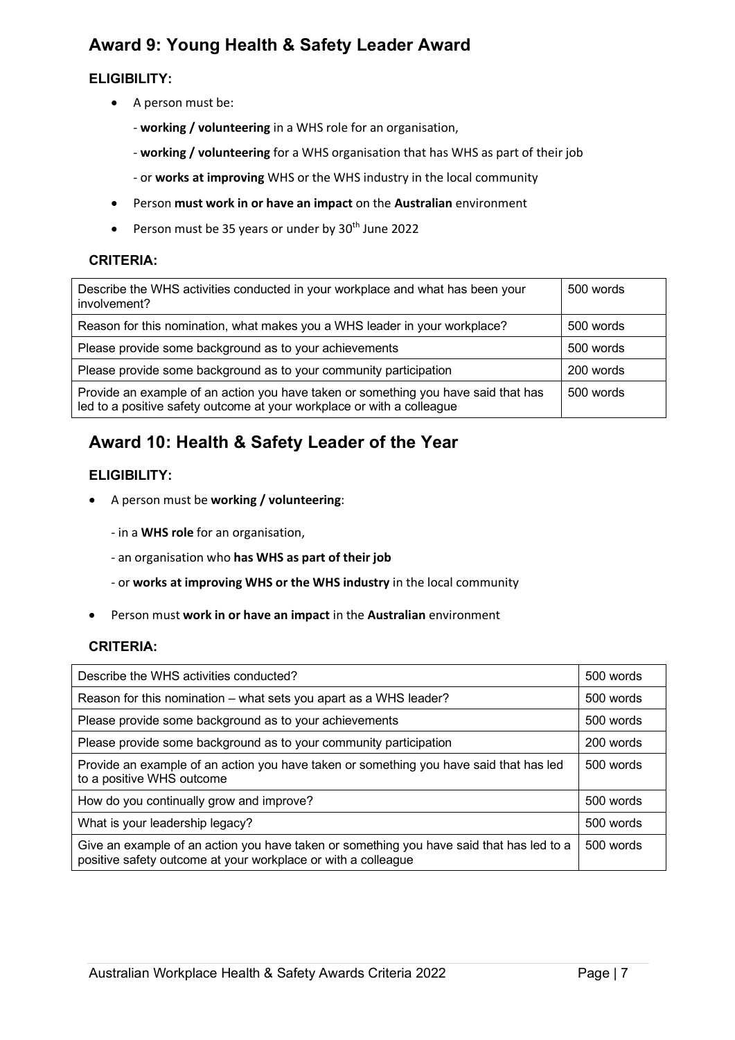## Award 9: Young Health & Safety Leader Award

### ELIGIBILITY:

- A person must be:
  - **working / volunteering** in a WHS role for an organisation,
  - **working / volunteering** for a WHS organisation that has WHS as part of their job
  - or **works at improving** WHS or the WHS industry in the local community
- Person **must work in or have an impact** on the **Australian** environment
- Person must be 35 years or under by 30th June 2022

### CRITERIA:

| Criteria | Word limit |
|---|---|
| Describe the WHS activities conducted in your workplace and what has been your involvement? | 500 words |
| Reason for this nomination, what makes you a WHS leader in your workplace? | 500 words |
| Please provide some background as to your achievements | 500 words |
| Please provide some background as to your community participation | 200 words |
| Provide an example of an action you have taken or something you have said that has led to a positive safety outcome at your workplace or with a colleague | 500 words |

## Award 10: Health & Safety Leader of the Year

### ELIGIBILITY:

- A person must be **working / volunteering**:
  - in a **WHS role** for an organisation,
  - an organisation who **has WHS as part of their job**
  - or **works at improving WHS or the WHS industry** in the local community
- Person must **work in or have an impact** in the **Australian** environment

### CRITERIA:

| Criteria | Word limit |
|---|---|
| Describe the WHS activities conducted? | 500 words |
| Reason for this nomination – what sets you apart as a WHS leader? | 500 words |
| Please provide some background as to your achievements | 500 words |
| Please provide some background as to your community participation | 200 words |
| Provide an example of an action you have taken or something you have said that has led to a positive WHS outcome | 500 words |
| How do you continually grow and improve? | 500 words |
| What is your leadership legacy? | 500 words |
| Give an example of an action you have taken or something you have said that has led to a positive safety outcome at your workplace or with a colleague | 500 words |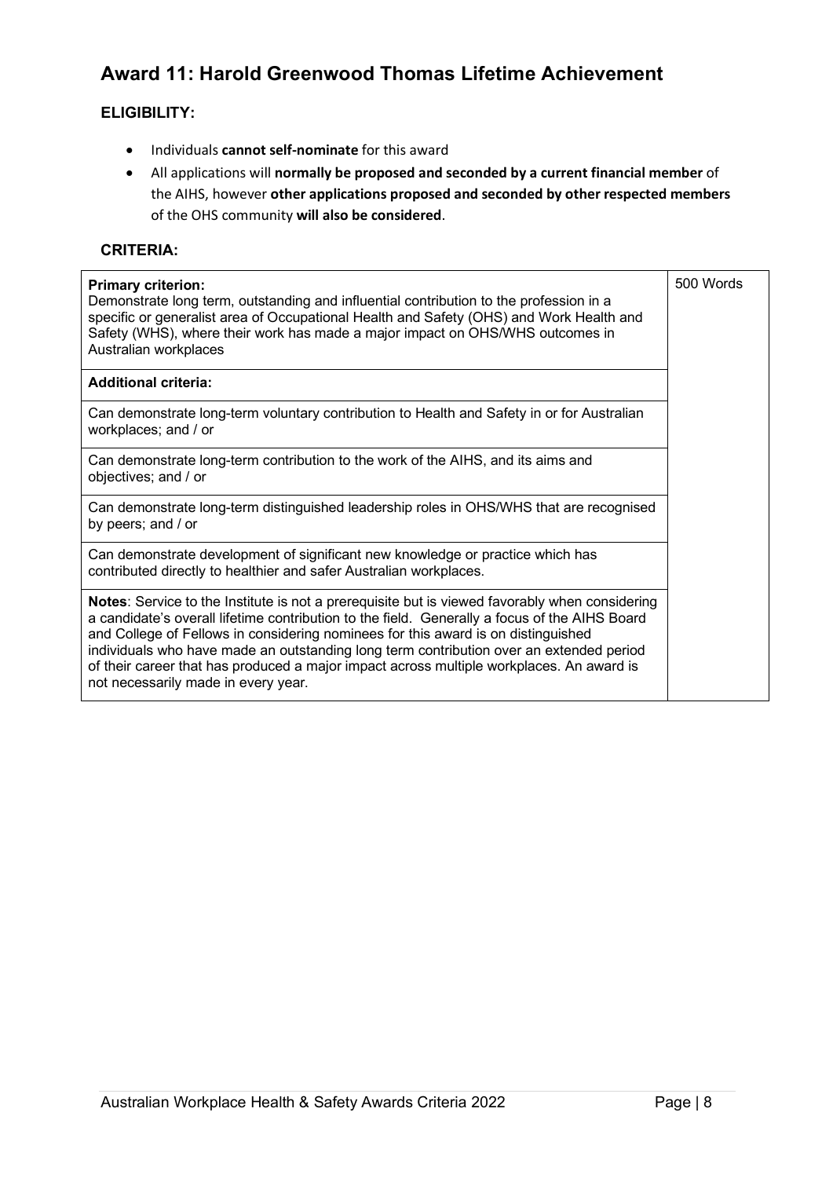## Award 11: Harold Greenwood Thomas Lifetime Achievement

### ELIGIBILITY:

- Individuals **cannot self-nominate** for this award
- All applications will **normally be proposed and seconded by a current financial member** of the AIHS, however **other applications proposed and seconded by other respected members** of the OHS community **will also be considered**.

### CRITERIA:

| | |
|---|---|
| **Primary criterion:**<br>Demonstrate long term, outstanding and influential contribution to the profession in a specific or generalist area of Occupational Health and Safety (OHS) and Work Health and Safety (WHS), where their work has made a major impact on OHS/WHS outcomes in Australian workplaces | 500 Words |
| **Additional criteria:** | |
| Can demonstrate long-term voluntary contribution to Health and Safety in or for Australian workplaces; and / or | |
| Can demonstrate long-term contribution to the work of the AIHS, and its aims and objectives; and / or | |
| Can demonstrate long-term distinguished leadership roles in OHS/WHS that are recognised by peers; and / or | |
| Can demonstrate development of significant new knowledge or practice which has contributed directly to healthier and safer Australian workplaces. | |
| **Notes**: Service to the Institute is not a prerequisite but is viewed favorably when considering a candidate's overall lifetime contribution to the field. Generally a focus of the AIHS Board and College of Fellows in considering nominees for this award is on distinguished individuals who have made an outstanding long term contribution over an extended period of their career that has produced a major impact across multiple workplaces. An award is not necessarily made in every year. | |